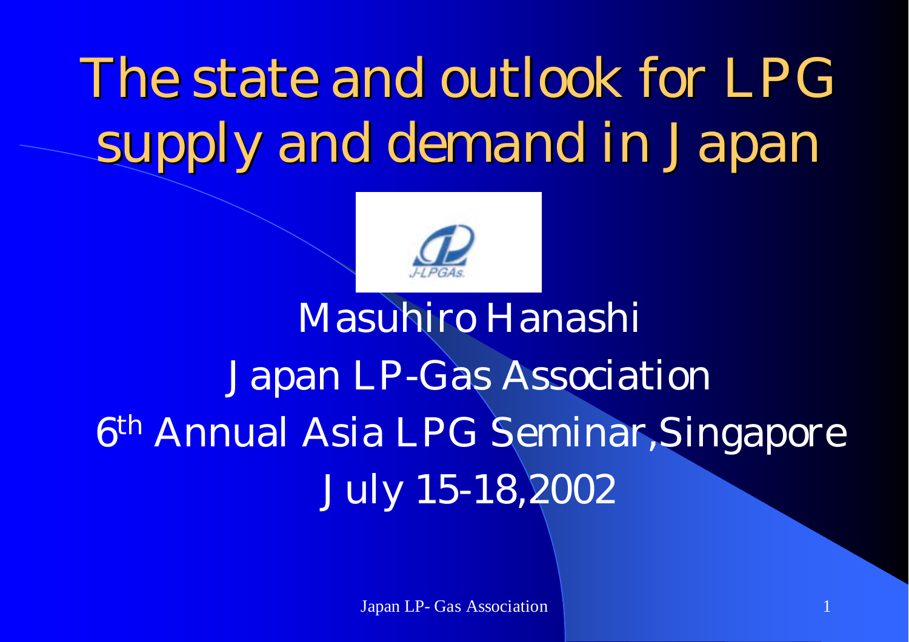# The state and outlook for LPG supply and demand in Japan

J-LPGAs.

Masuhiro Hanashi

Japan LP-Gas Association

6th Annual Asia LPG Seminar, Singapore

July 15-18, 2002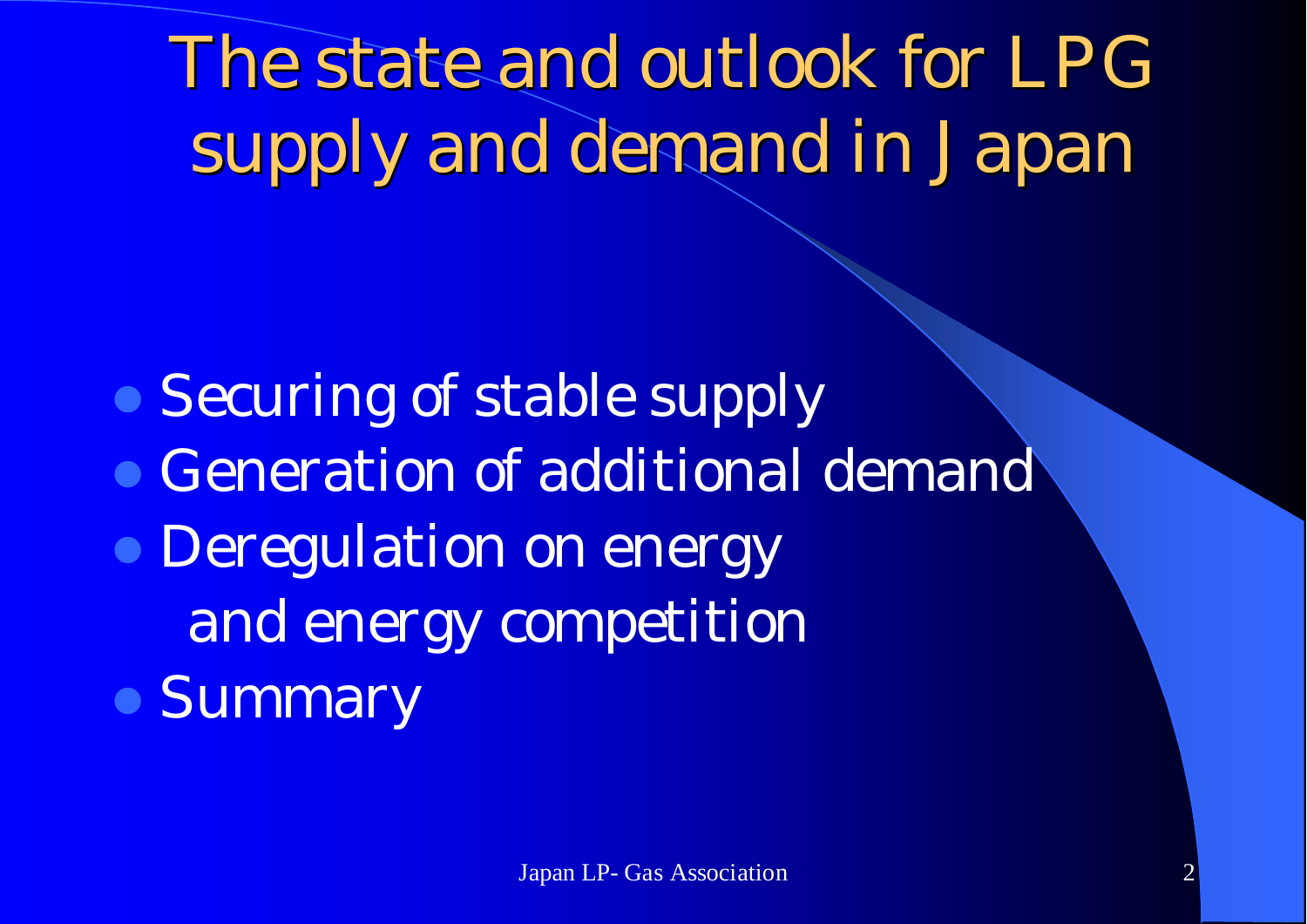# The state and outlook for LPG supply and demand in Japan

- Securing of stable supply
- Generation of additional demand
- Deregulation on energy and energy competition
- Summary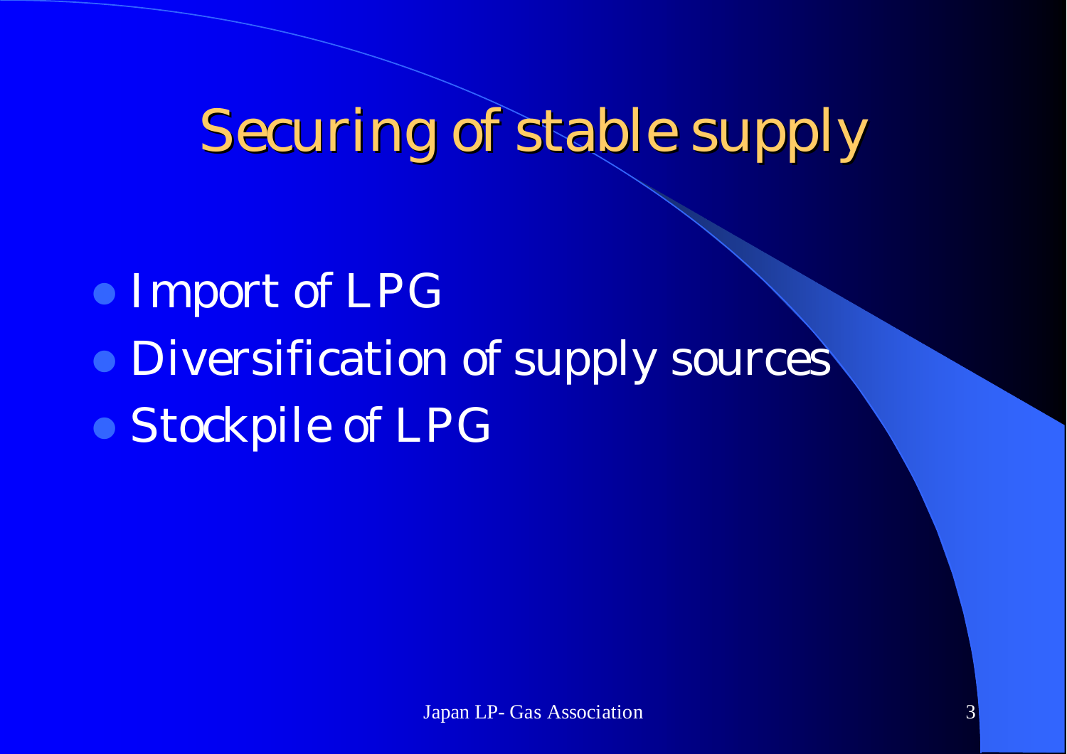# Securing of stable supply

- Import of LPG
- Diversification of supply sources
- Stockpile of LPG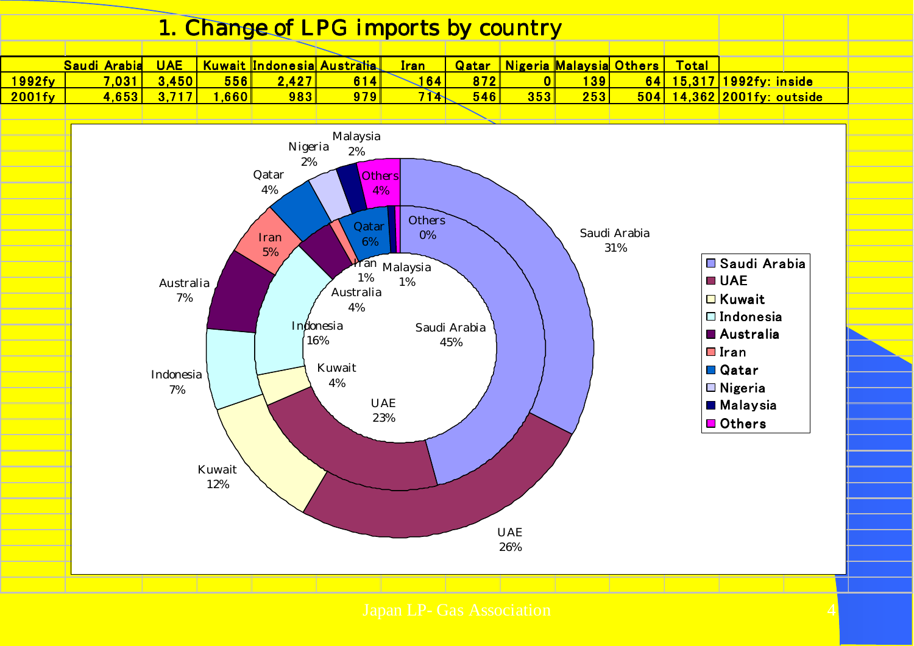# 1. Change of LPG imports by country

| | Saudi Arabia | UAE | Kuwait | Indonesia | Australia | Iran | Qatar | Nigeria | Malaysia | Others | Total | |
|---|---|---|---|---|---|---|---|---|---|---|---|---|
| 1992fy | 7,031 | 3,450 | 556 | 2,427 | 614 | 164 | 872 | 0 | 139 | 64 | 15,317 | 1992fy: inside |
| 2001fy | 4,653 | 3,717 | 1,660 | 983 | 979 | 714 | 546 | 353 | 253 | 504 | 14,362 | 2001fy: outside |

Saudi Arabia
31%

UAE
26%

Kuwait
12%

Indonesia
7%

Australia
7%

Iran
5%

Qatar
4%

Nigeria
2%

Malaysia
2%

Others
4%

Saudi Arabia
45%

UAE
23%

Kuwait
4%

Indonesia
16%

Australia
4%

Iran
1%

Qatar
6%

Malaysia
1%

Others
0%

Saudi Arabia
UAE
Kuwait
Indonesia
Australia
Iran
Qatar
Nigeria
Malaysia
Others

Japan LP- Gas Association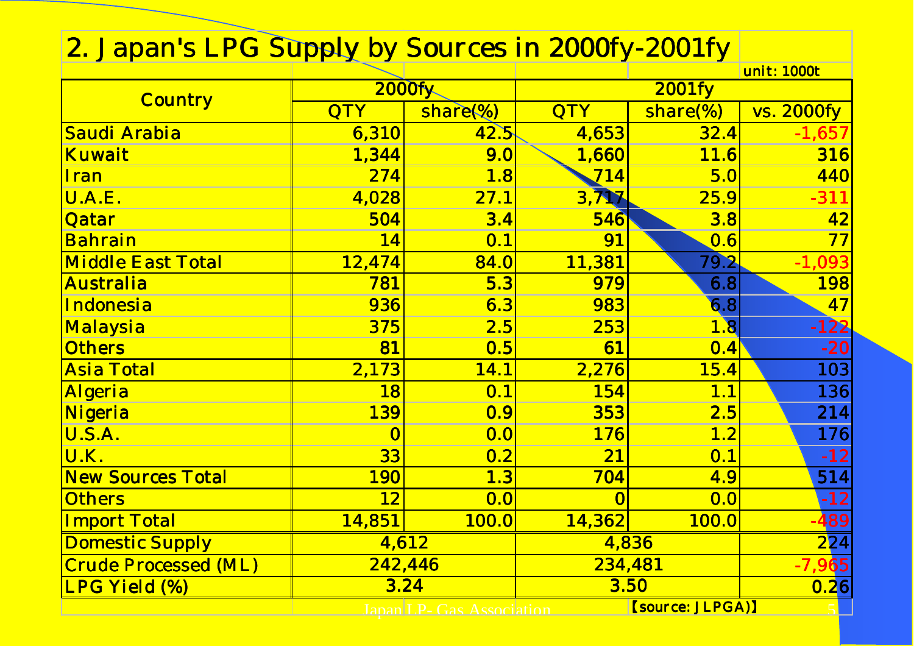## 2. Japan's LPG Supply by Sources in 2000fy-2001fy

unit: 1000t

| Country | 2000fy | | 2001fy | | |
|---|---|---|---|---|---|
| | QTY | share(%) | QTY | share(%) | vs. 2000fy |
| Saudi Arabia | 6,310 | 42.5 | 4,653 | 32.4 | -1,657 |
| Kuwait | 1,344 | 9.0 | 1,660 | 11.6 | 316 |
| Iran | 274 | 1.8 | 714 | 5.0 | 440 |
| U.A.E. | 4,028 | 27.1 | 3,717 | 25.9 | -311 |
| Qatar | 504 | 3.4 | 546 | 3.8 | 42 |
| Bahrain | 14 | 0.1 | 91 | 0.6 | 77 |
| Middle East Total | 12,474 | 84.0 | 11,381 | 79.2 | -1,093 |
| Australia | 781 | 5.3 | 979 | 6.8 | 198 |
| Indonesia | 936 | 6.3 | 983 | 6.8 | 47 |
| Malaysia | 375 | 2.5 | 253 | 1.8 | -122 |
| Others | 81 | 0.5 | 61 | 0.4 | -20 |
| Asia Total | 2,173 | 14.1 | 2,276 | 15.4 | 103 |
| Algeria | 18 | 0.1 | 154 | 1.1 | 136 |
| Nigeria | 139 | 0.9 | 353 | 2.5 | 214 |
| U.S.A. | 0 | 0.0 | 176 | 1.2 | 176 |
| U.K. | 33 | 0.2 | 21 | 0.1 | -12 |
| New Sources Total | 190 | 1.3 | 704 | 4.9 | 514 |
| Others | 12 | 0.0 | 0 | 0.0 | -12 |
| Import Total | 14,851 | 100.0 | 14,362 | 100.0 | -489 |
| Domestic Supply | 4,612 | | 4,836 | | 224 |
| Crude Processed (ML) | 242,446 | | 234,481 | | -7,965 |
| LPG Yield (%) | 3.24 | | 3.50 | | 0.26 |

【source: JLPGA)】

Japan LP-Gas Association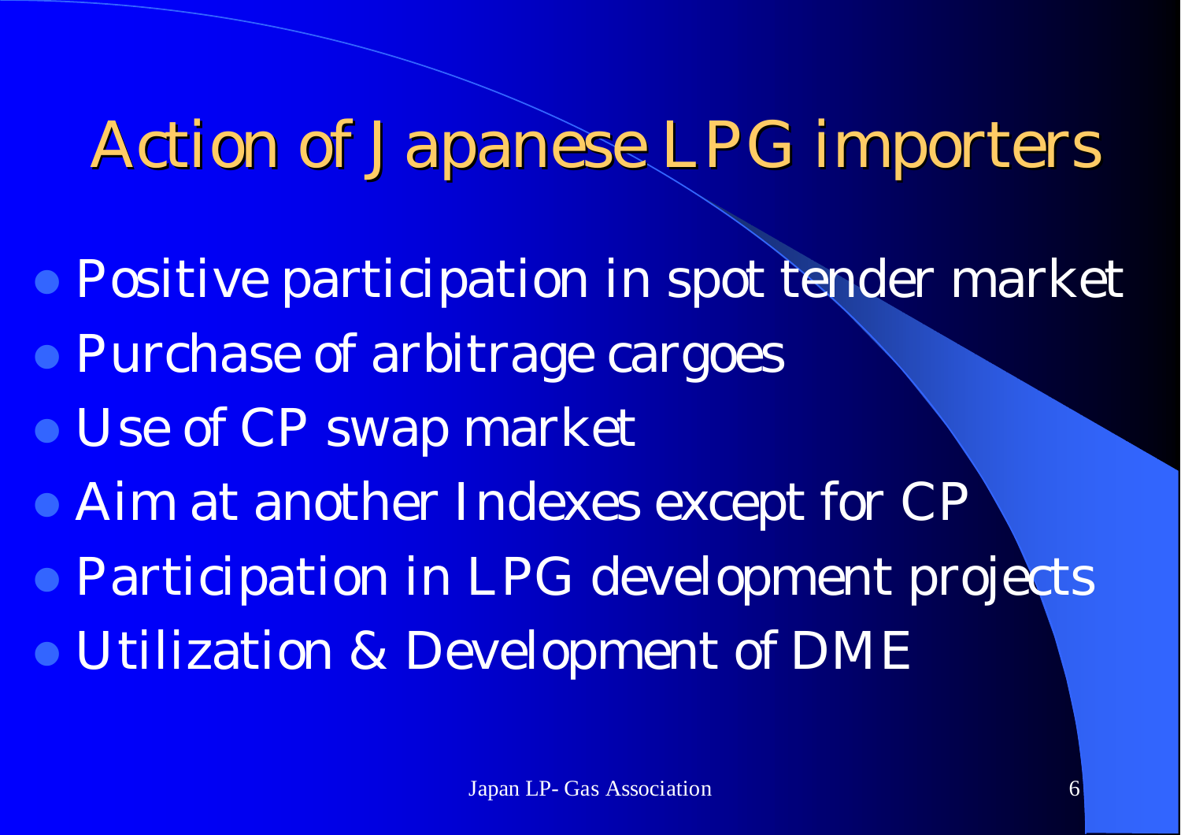# Action of Japanese LPG importers

- Positive participation in spot tender market
- Purchase of arbitrage cargoes
- Use of CP swap market
- Aim at another Indexes except for CP
- Participation in LPG development projects
- Utilization & Development of DME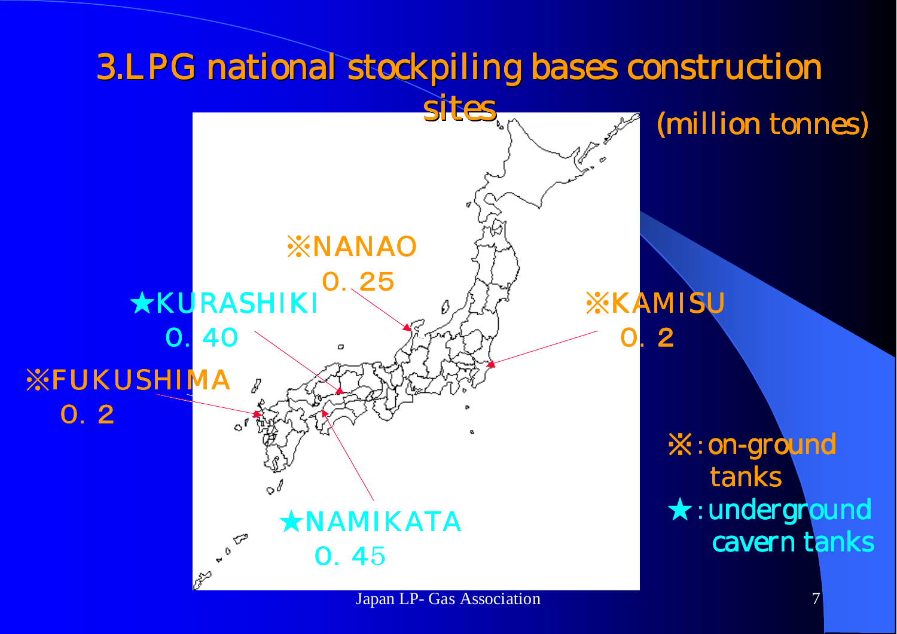# 3.LPG national stockpiling bases construction sites

(million tonnes)

※NANAO
0. 25

★KURASHIKI
0. 40

※KAMISU
0. 2

※FUKUSHIMA
0. 2

★NAMIKATA
0. 45

※: on-ground tanks
★: underground cavern tanks

Japan LP- Gas Association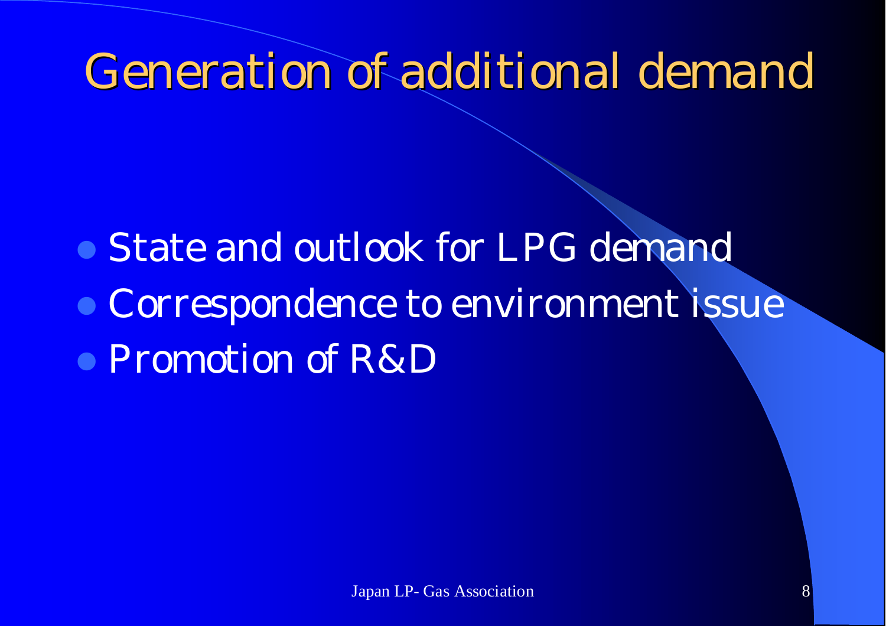# Generation of additional demand

- State and outlook for LPG demand
- Correspondence to environment issue
- Promotion of R&D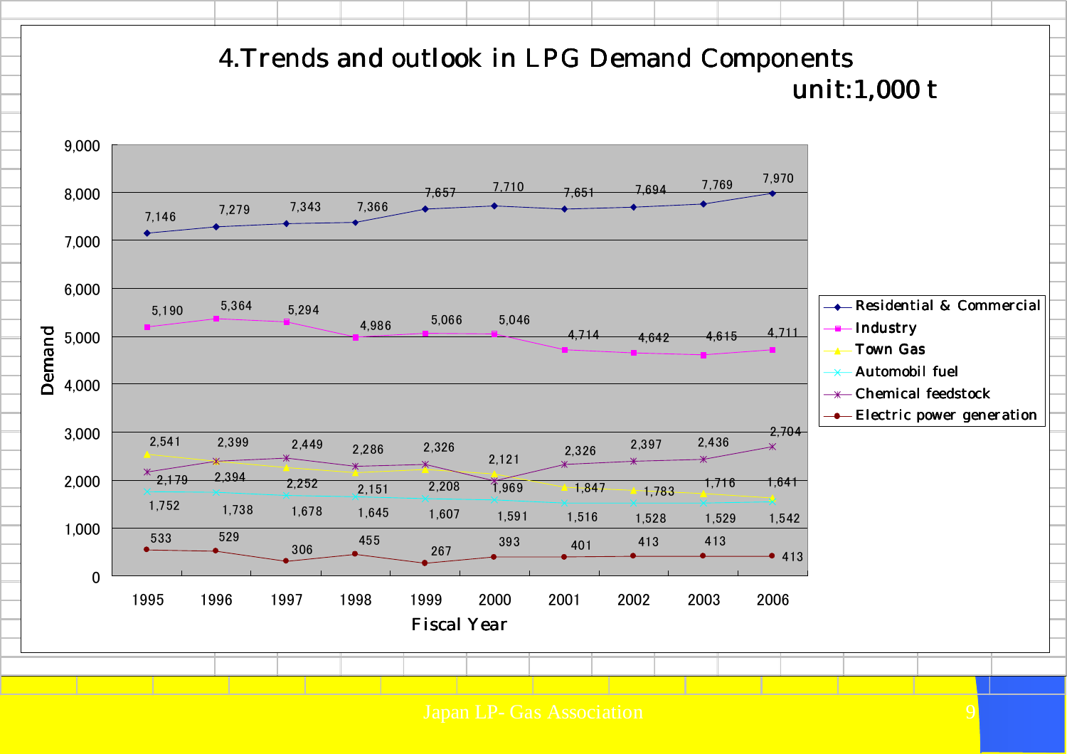# 4.Trends and outlook in LPG Demand Components

unit:1,000 t

Demand

9,000
8,000
7,000
6,000
5,000
4,000
3,000
2,000
1,000
0

Fiscal Year

1995 1996 1997 1998 1999 2000 2001 2002 2003 2006

Residential & Commercial
Industry
Town Gas
Automobil fuel
Chemical feedstock
Electric power generation

7,146 7,279 7,343 7,366 7,657 7,710 7,651 7,694 7,769 7,970

5,190 5,364 5,294 4,986 5,066 5,046 4,714 4,642 4,615 4,711

2,541 2,399 2,449 2,286 2,326 2,121 2,326 2,397 2,436 2,704

2,179 2,394 2,252 2,151 2,208 1,969 1,847 1,783 1,716 1,641

1,752 1,738 1,678 1,645 1,607 1,591 1,516 1,528 1,529 1,542

533 529 306 455 267 393 401 413 413 413

Japan LP- Gas Association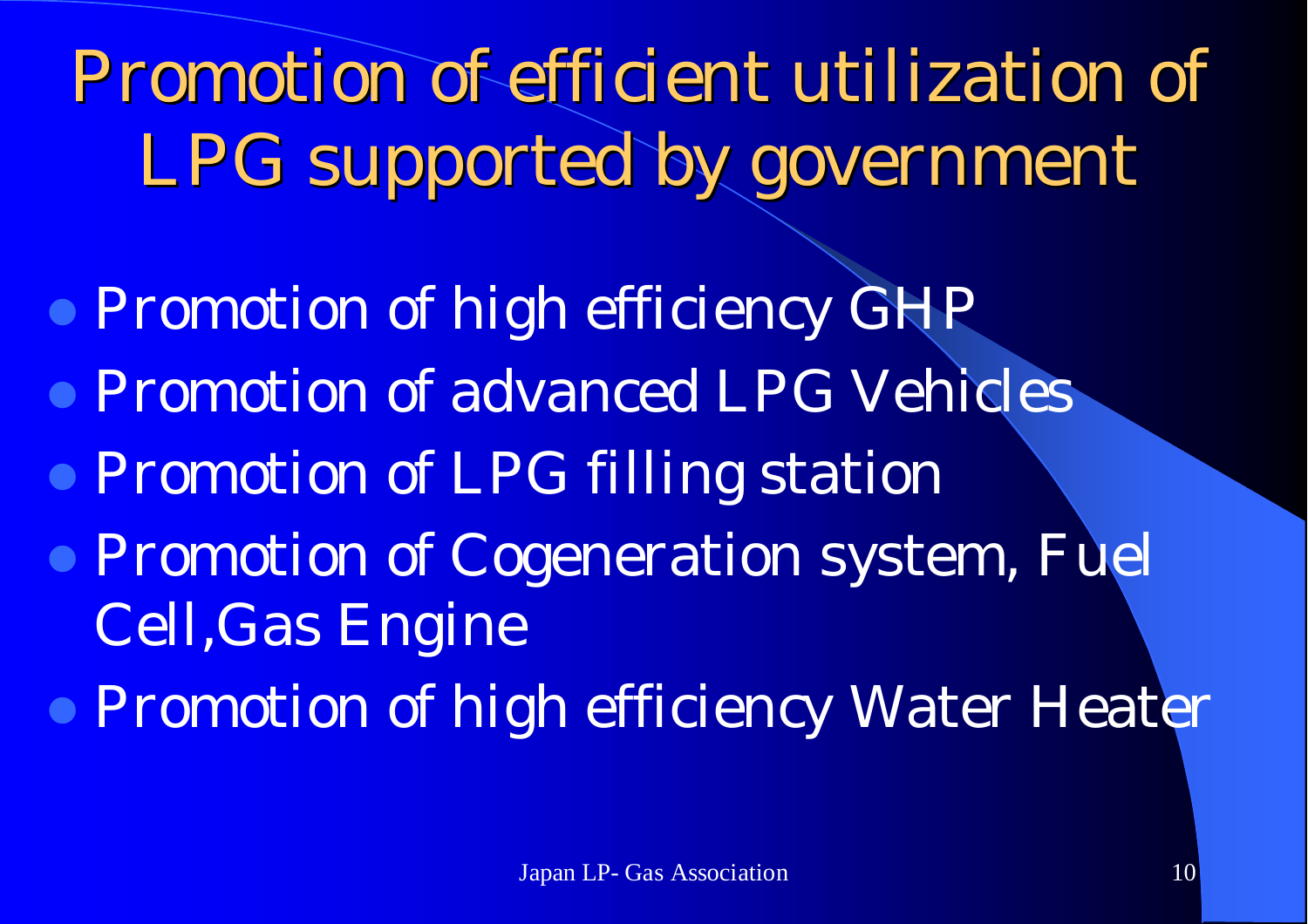# Promotion of efficient utilization of LPG supported by government

- Promotion of high efficiency GHP
- Promotion of advanced LPG Vehicles
- Promotion of LPG filling station
- Promotion of Cogeneration system, Fuel Cell,Gas Engine
- Promotion of high efficiency Water Heater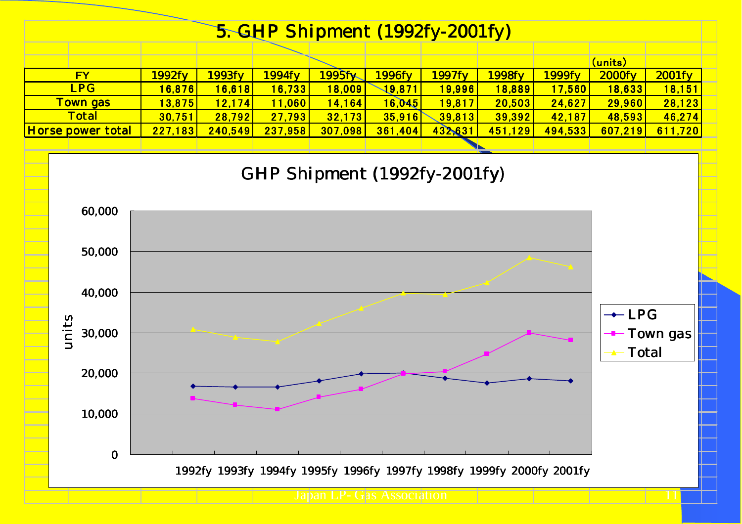# 5. GHP Shipment (1992fy-2001fy)

(units)

| FY | 1992fy | 1993fy | 1994fy | 1995fy | 1996fy | 1997fy | 1998fy | 1999fy | 2000fy | 2001fy |
|---|---|---|---|---|---|---|---|---|---|---|
| LPG | 16,876 | 16,618 | 16,733 | 18,009 | 19,871 | 19,996 | 18,889 | 17,560 | 18,633 | 18,151 |
| Town gas | 13,875 | 12,174 | 11,060 | 14,164 | 16,045 | 19,817 | 20,503 | 24,627 | 29,960 | 28,123 |
| Total | 30,751 | 28,792 | 27,793 | 32,173 | 35,916 | 39,813 | 39,392 | 42,187 | 48,593 | 46,274 |
| Horse power total | 227,183 | 240,549 | 237,958 | 307,098 | 361,404 | 432,631 | 451,129 | 494,533 | 607,219 | 611,720 |

GHP Shipment (1992fy-2001fy)

units

60,000
50,000
40,000
30,000
20,000
10,000
0

1992fy 1993fy 1994fy 1995fy 1996fy 1997fy 1998fy 1999fy 2000fy 2001fy

LPG
Town gas
Total

Japan LP- Gas Association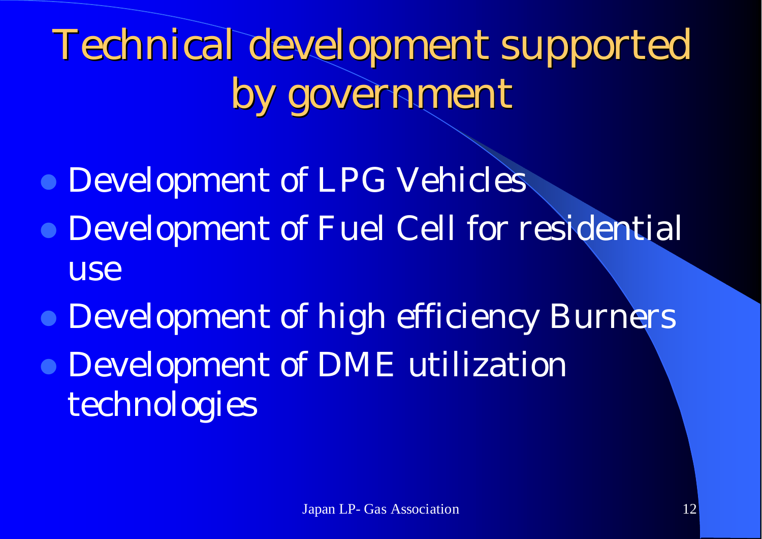# Technical development supported by government

- Development of LPG Vehicles
- Development of Fuel Cell for residential use
- Development of high efficiency Burners
- Development of DME utilization technologies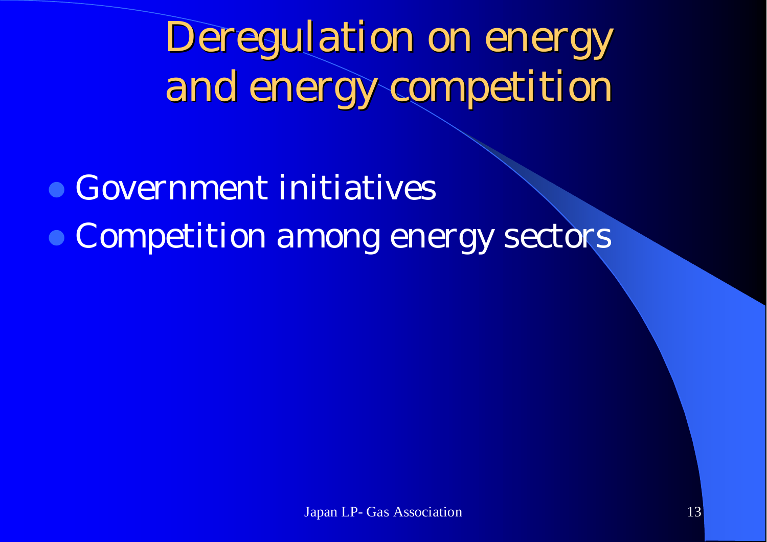# Deregulation on energy and energy competition

- Government initiatives
- Competition among energy sectors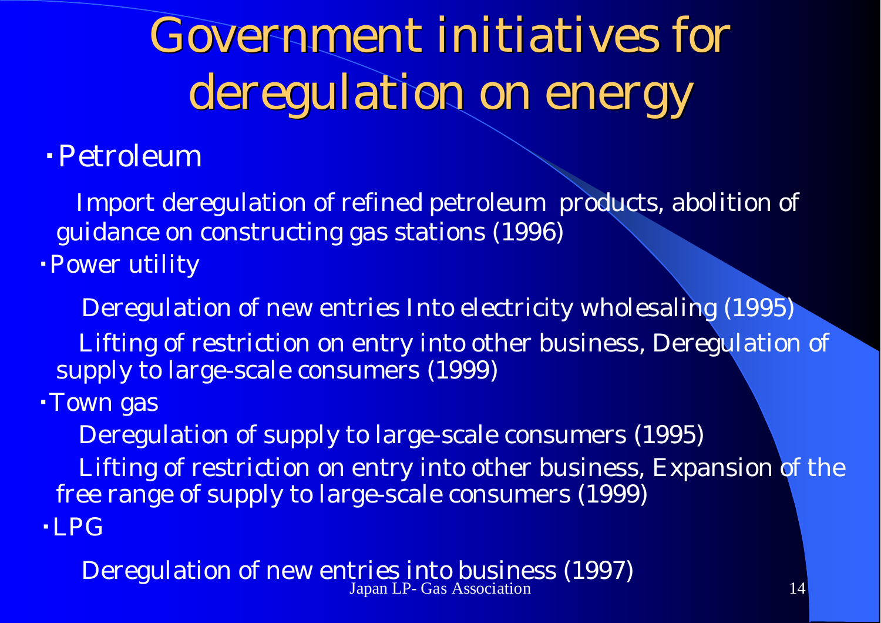# Government initiatives for deregulation on energy

- Petroleum

  Import deregulation of refined petroleum products, abolition of guidance on constructing gas stations (1996)

- Power utility

  Deregulation of new entries Into electricity wholesaling (1995)

  Lifting of restriction on entry into other business, Deregulation of supply to large-scale consumers (1999)

- Town gas

  Deregulation of supply to large-scale consumers (1995)

  Lifting of restriction on entry into other business, Expansion of the free range of supply to large-scale consumers (1999)

- LPG

  Deregulation of new entries into business (1997)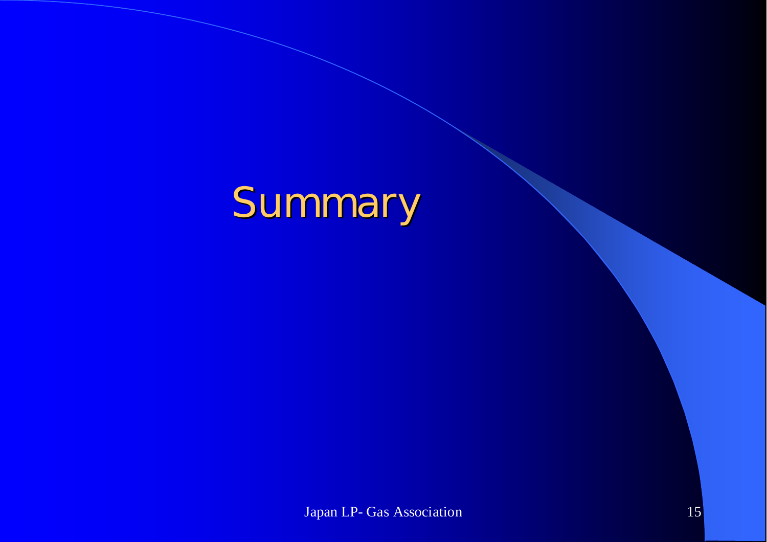# Summary